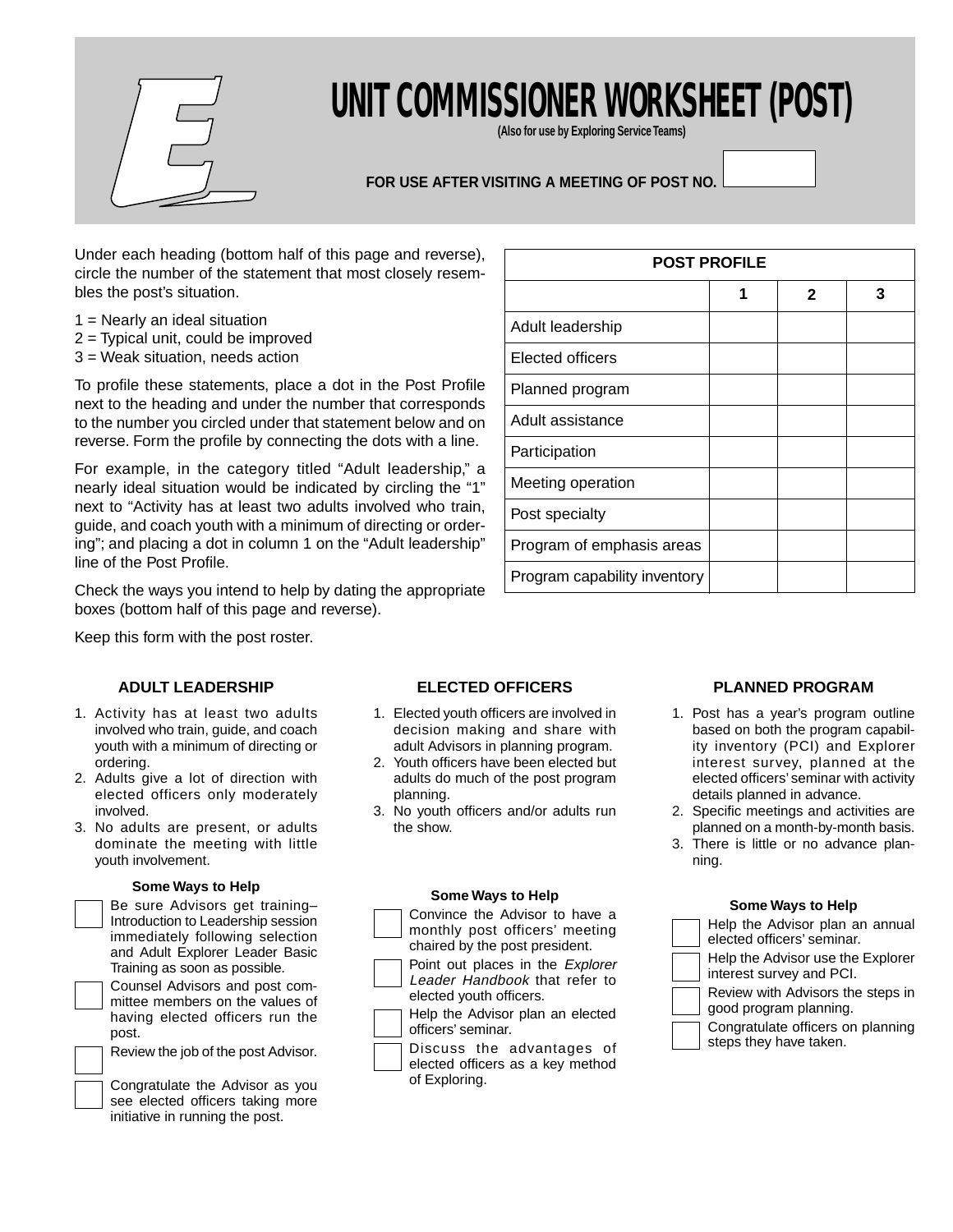# UNIT COMMISSIONER WORKSHEET (POST)

**(Also for use by Exploring Service Teams)**

**FOR USE AFTER VISITING A MEETING OF POST NO.** ______

Under each heading (bottom half of this page and reverse), circle the number of the statement that most closely resembles the post's situation.

1 = Nearly an ideal situation
2 = Typical unit, could be improved
3 = Weak situation, needs action

To profile these statements, place a dot in the Post Profile next to the heading and under the number that corresponds to the number you circled under that statement below and on reverse. Form the profile by connecting the dots with a line.

For example, in the category titled "Adult leadership," a nearly ideal situation would be indicated by circling the "1" next to "Activity has at least two adults involved who train, guide, and coach youth with a minimum of directing or ordering"; and placing a dot in column 1 on the "Adult leadership" line of the Post Profile.

Check the ways you intend to help by dating the appropriate boxes (bottom half of this page and reverse).

Keep this form with the post roster.

| POST PROFILE | | | |
|---|---|---|---|
| | 1 | 2 | 3 |
| Adult leadership | | | |
| Elected officers | | | |
| Planned program | | | |
| Adult assistance | | | |
| Participation | | | |
| Meeting operation | | | |
| Post specialty | | | |
| Program of emphasis areas | | | |
| Program capability inventory | | | |

### ADULT LEADERSHIP

1. Activity has at least two adults involved who train, guide, and coach youth with a minimum of directing or ordering.
2. Adults give a lot of direction with elected officers only moderately involved.
3. No adults are present, or adults dominate the meeting with little youth involvement.

**Some Ways to Help**

- ☐ Be sure Advisors get training–Introduction to Leadership session immediately following selection and Adult Explorer Leader Basic Training as soon as possible.
- ☐ Counsel Advisors and post committee members on the values of having elected officers run the post.
- ☐ Review the job of the post Advisor.
- ☐ Congratulate the Advisor as you see elected officers taking more initiative in running the post.

### ELECTED OFFICERS

1. Elected youth officers are involved in decision making and share with adult Advisors in planning program.
2. Youth officers have been elected but adults do much of the post program planning.
3. No youth officers and/or adults run the show.

**Some Ways to Help**

- ☐ Convince the Advisor to have a monthly post officers' meeting chaired by the post president.
- ☐ Point out places in the *Explorer Leader Handbook* that refer to elected youth officers.
- ☐ Help the Advisor plan an elected officers' seminar.
- ☐ Discuss the advantages of elected officers as a key method of Exploring.

### PLANNED PROGRAM

1. Post has a year's program outline based on both the program capability inventory (PCI) and Explorer interest survey, planned at the elected officers' seminar with activity details planned in advance.
2. Specific meetings and activities are planned on a month-by-month basis.
3. There is little or no advance planning.

**Some Ways to Help**

- ☐ Help the Advisor plan an annual elected officers' seminar.
- ☐ Help the Advisor use the Explorer interest survey and PCI.
- ☐ Review with Advisors the steps in good program planning.
- ☐ Congratulate officers on planning steps they have taken.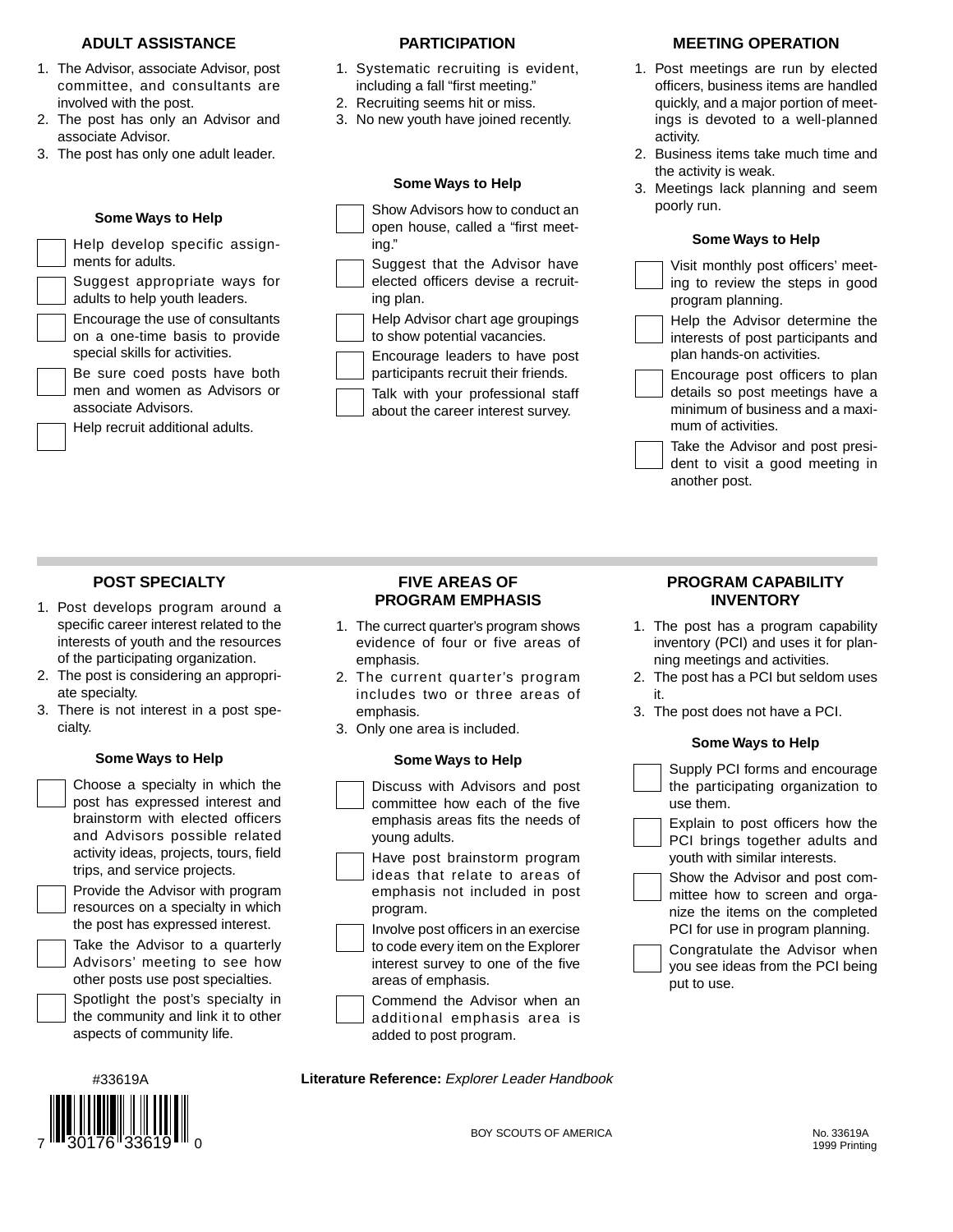## ADULT ASSISTANCE

1. The Advisor, associate Advisor, post committee, and consultants are involved with the post.
2. The post has only an Advisor and associate Advisor.
3. The post has only one adult leader.

### Some Ways to Help

- ☐ Help develop specific assignments for adults.
- ☐ Suggest appropriate ways for adults to help youth leaders.
- ☐ Encourage the use of consultants on a one-time basis to provide special skills for activities.
- ☐ Be sure coed posts have both men and women as Advisors or associate Advisors.
- ☐ Help recruit additional adults.

## PARTICIPATION

1. Systematic recruiting is evident, including a fall “first meeting.”
2. Recruiting seems hit or miss.
3. No new youth have joined recently.

### Some Ways to Help

- ☐ Show Advisors how to conduct an open house, called a “first meeting.”
- ☐ Suggest that the Advisor have elected officers devise a recruiting plan.
- ☐ Help Advisor chart age groupings to show potential vacancies.
- ☐ Encourage leaders to have post participants recruit their friends.
- ☐ Talk with your professional staff about the career interest survey.

## MEETING OPERATION

1. Post meetings are run by elected officers, business items are handled quickly, and a major portion of meetings is devoted to a well-planned activity.
2. Business items take much time and the activity is weak.
3. Meetings lack planning and seem poorly run.

### Some Ways to Help

- ☐ Visit monthly post officers’ meeting to review the steps in good program planning.
- ☐ Help the Advisor determine the interests of post participants and plan hands-on activities.
- ☐ Encourage post officers to plan details so post meetings have a minimum of business and a maximum of activities.
- ☐ Take the Advisor and post president to visit a good meeting in another post.

## POST SPECIALTY

1. Post develops program around a specific career interest related to the interests of youth and the resources of the participating organization.
2. The post is considering an appropriate specialty.
3. There is not interest in a post specialty.

### Some Ways to Help

- ☐ Choose a specialty in which the post has expressed interest and brainstorm with elected officers and Advisors possible related activity ideas, projects, tours, field trips, and service projects.
- ☐ Provide the Advisor with program resources on a specialty in which the post has expressed interest.
- ☐ Take the Advisor to a quarterly Advisors’ meeting to see how other posts use post specialties.
- ☐ Spotlight the post’s specialty in the community and link it to other aspects of community life.

## FIVE AREAS OF PROGRAM EMPHASIS

1. The currect quarter’s program shows evidence of four or five areas of emphasis.
2. The current quarter’s program includes two or three areas of emphasis.
3. Only one area is included.

### Some Ways to Help

- ☐ Discuss with Advisors and post committee how each of the five emphasis areas fits the needs of young adults.
- ☐ Have post brainstorm program ideas that relate to areas of emphasis not included in post program.
- ☐ Involve post officers in an exercise to code every item on the Explorer interest survey to one of the five areas of emphasis.
- ☐ Commend the Advisor when an additional emphasis area is added to post program.

## PROGRAM CAPABILITY INVENTORY

1. The post has a program capability inventory (PCI) and uses it for planning meetings and activities.
2. The post has a PCI but seldom uses it.
3. The post does not have a PCI.

### Some Ways to Help

- ☐ Supply PCI forms and encourage the participating organization to use them.
- ☐ Explain to post officers how the PCI brings together adults and youth with similar interests.
- ☐ Show the Advisor and post committee how to screen and organize the items on the completed PCI for use in program planning.
- ☐ Congratulate the Advisor when you see ideas from the PCI being put to use.

**Literature Reference:** *Explorer Leader Handbook*

#33619A

7 30176 33619 0

BOY SCOUTS OF AMERICA

No. 33619A
1999 Printing